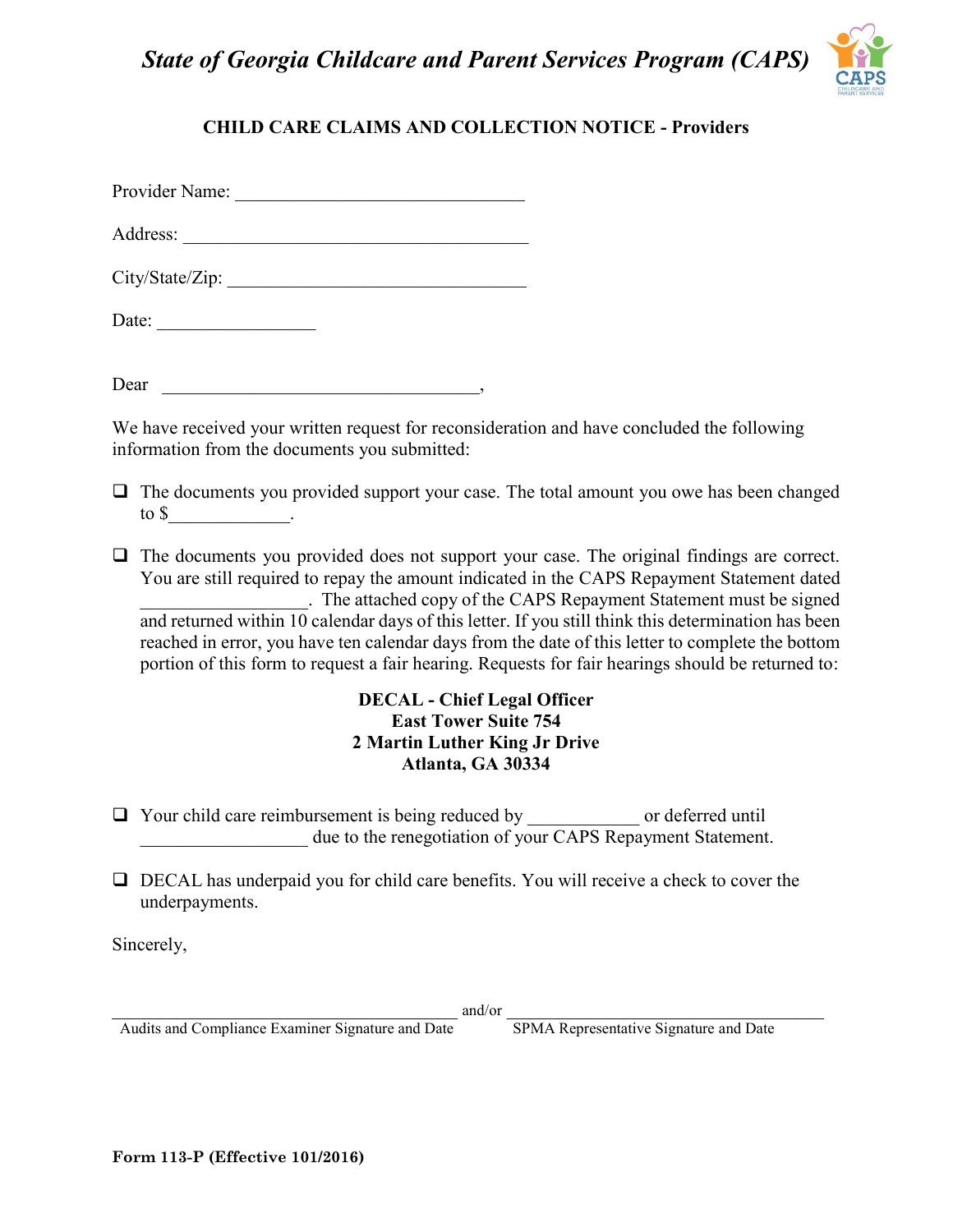# *State of Georgia Childcare and Parent Services Program (CAPS)*

## CHILD CARE CLAIMS AND COLLECTION NOTICE - Providers

Provider Name: ________________________________

Address: ______________________________________

City/State/Zip: _________________________________

Date: _________________

Dear __________________________________,

We have received your written request for reconsideration and have concluded the following information from the documents you submitted:

- ❑ The documents you provided support your case. The total amount you owe has been changed to $_____________.

- ❑ The documents you provided does not support your case. The original findings are correct. You are still required to repay the amount indicated in the CAPS Repayment Statement dated __________________. The attached copy of the CAPS Repayment Statement must be signed and returned within 10 calendar days of this letter. If you still think this determination has been reached in error, you have ten calendar days from the date of this letter to complete the bottom portion of this form to request a fair hearing. Requests for fair hearings should be returned to:

  **DECAL - Chief Legal Officer**
  **East Tower Suite 754**
  **2 Martin Luther King Jr Drive**
  **Atlanta, GA 30334**

- ❑ Your child care reimbursement is being reduced by ____________ or deferred until __________________ due to the renegotiation of your CAPS Repayment Statement.

- ❑ DECAL has underpaid you for child care benefits. You will receive a check to cover the underpayments.

Sincerely,

______________________________________ and/or ______________________________________

Audits and Compliance Examiner Signature and Date          SPMA Representative Signature and Date

**Form 113-P (Effective 101/2016)**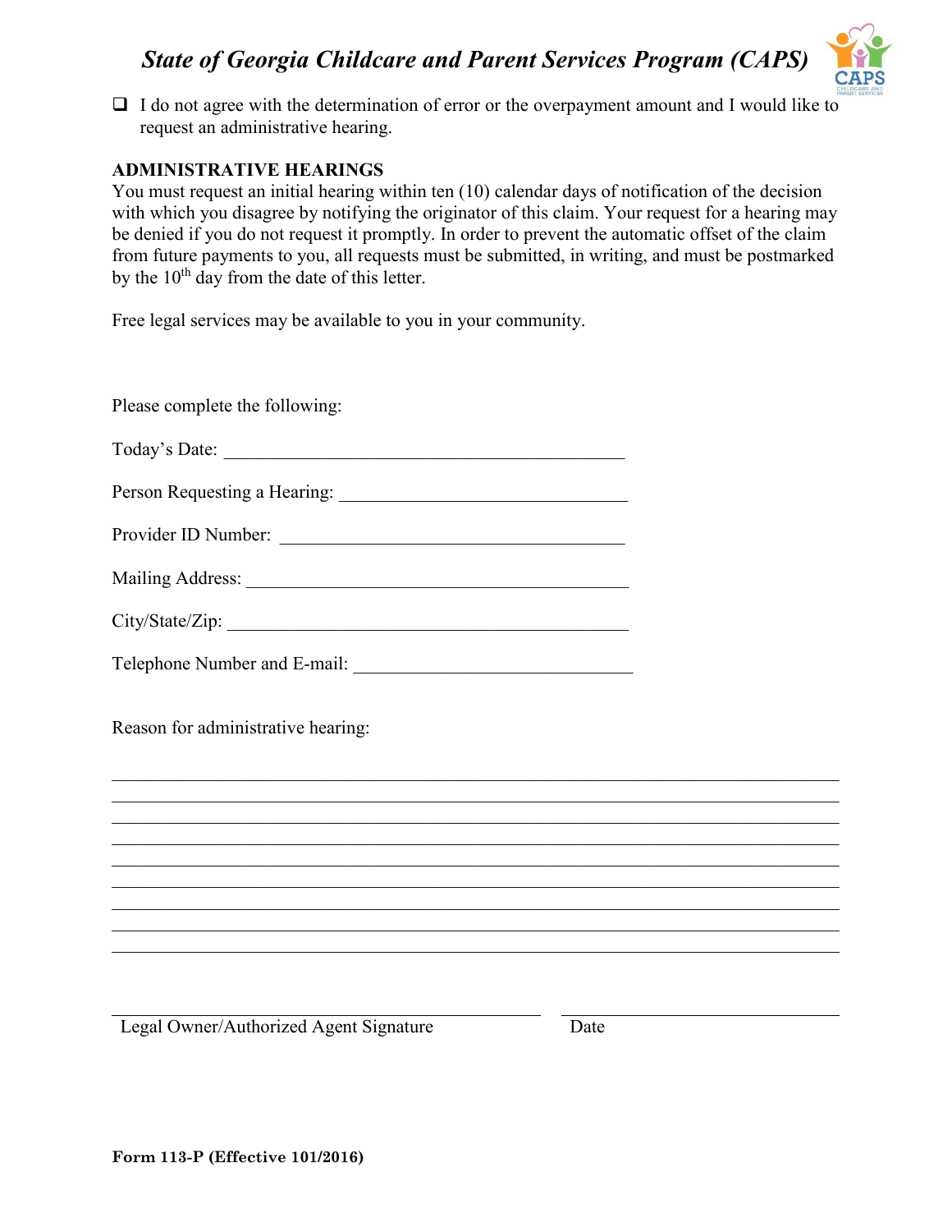# *State of Georgia Childcare and Parent Services Program (CAPS)*

❑ I do not agree with the determination of error or the overpayment amount and I would like to request an administrative hearing.

**ADMINISTRATIVE HEARINGS**

You must request an initial hearing within ten (10) calendar days of notification of the decision with which you disagree by notifying the originator of this claim. Your request for a hearing may be denied if you do not request it promptly. In order to prevent the automatic offset of the claim from future payments to you, all requests must be submitted, in writing, and must be postmarked by the 10th day from the date of this letter.

Free legal services may be available to you in your community.

Please complete the following:

Today's Date: ___________________________________________

Person Requesting a Hearing: ________________________________

Provider ID Number: _____________________________________

Mailing Address: ________________________________________

City/State/Zip: __________________________________________

Telephone Number and E-mail: ______________________________

Reason for administrative hearing:

_______________________________________________________________________________
_______________________________________________________________________________
_______________________________________________________________________________
_______________________________________________________________________________
_______________________________________________________________________________
_______________________________________________________________________________
_______________________________________________________________________________
_______________________________________________________________________________
_______________________________________________________________________________

_______________________________________________ ______________________________
Legal Owner/Authorized Agent Signature Date

**Form 113-P (Effective 101/2016)**